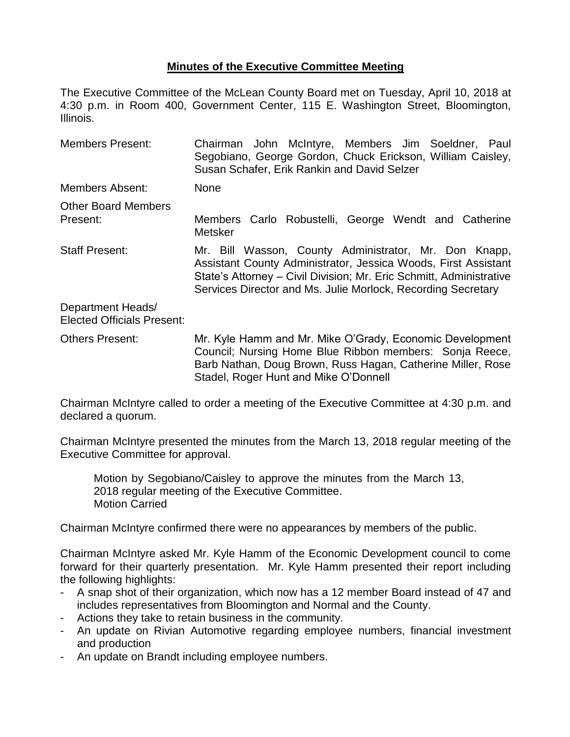**Minutes of the Executive Committee Meeting**

The Executive Committee of the McLean County Board met on Tuesday, April 10, 2018 at 4:30 p.m. in Room 400, Government Center, 115 E. Washington Street, Bloomington, Illinois.

| | |
|---|---|
| Members Present: | Chairman John McIntyre, Members Jim Soeldner, Paul Segobiano, George Gordon, Chuck Erickson, William Caisley, Susan Schafer, Erik Rankin and David Selzer |
| Members Absent: | None |
| Other Board Members Present: | Members Carlo Robustelli, George Wendt and Catherine Metsker |
| Staff Present: | Mr. Bill Wasson, County Administrator, Mr. Don Knapp, Assistant County Administrator, Jessica Woods, First Assistant State's Attorney – Civil Division; Mr. Eric Schmitt, Administrative Services Director and Ms. Julie Morlock, Recording Secretary |
| Department Heads/ Elected Officials Present: | |
| Others Present: | Mr. Kyle Hamm and Mr. Mike O'Grady, Economic Development Council; Nursing Home Blue Ribbon members: Sonja Reece, Barb Nathan, Doug Brown, Russ Hagan, Catherine Miller, Rose Stadel, Roger Hunt and Mike O'Donnell |

Chairman McIntyre called to order a meeting of the Executive Committee at 4:30 p.m. and declared a quorum.

Chairman McIntyre presented the minutes from the March 13, 2018 regular meeting of the Executive Committee for approval.

> Motion by Segobiano/Caisley to approve the minutes from the March 13, 2018 regular meeting of the Executive Committee.
> Motion Carried

Chairman McIntyre confirmed there were no appearances by members of the public.

Chairman McIntyre asked Mr. Kyle Hamm of the Economic Development council to come forward for their quarterly presentation. Mr. Kyle Hamm presented their report including the following highlights:

- A snap shot of their organization, which now has a 12 member Board instead of 47 and includes representatives from Bloomington and Normal and the County.
- Actions they take to retain business in the community.
- An update on Rivian Automotive regarding employee numbers, financial investment and production
- An update on Brandt including employee numbers.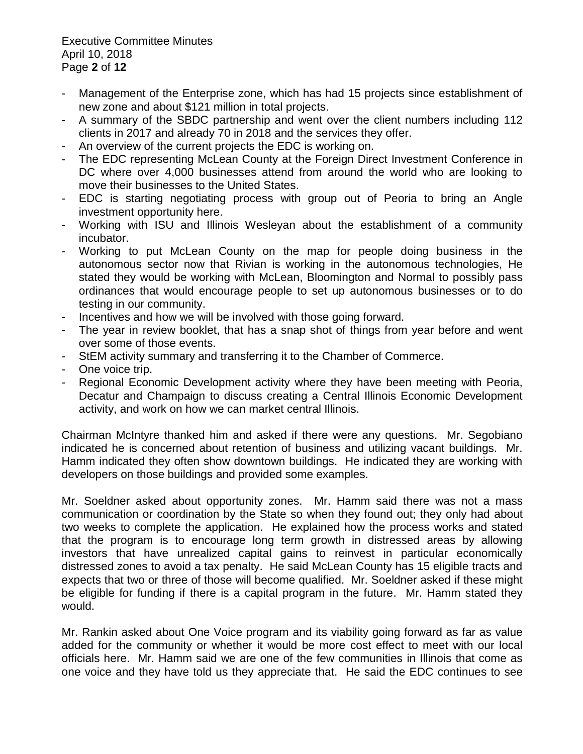- Management of the Enterprise zone, which has had 15 projects since establishment of new zone and about $121 million in total projects.
- A summary of the SBDC partnership and went over the client numbers including 112 clients in 2017 and already 70 in 2018 and the services they offer.
- An overview of the current projects the EDC is working on.
- The EDC representing McLean County at the Foreign Direct Investment Conference in DC where over 4,000 businesses attend from around the world who are looking to move their businesses to the United States.
- EDC is starting negotiating process with group out of Peoria to bring an Angle investment opportunity here.
- Working with ISU and Illinois Wesleyan about the establishment of a community incubator.
- Working to put McLean County on the map for people doing business in the autonomous sector now that Rivian is working in the autonomous technologies, He stated they would be working with McLean, Bloomington and Normal to possibly pass ordinances that would encourage people to set up autonomous businesses or to do testing in our community.
- Incentives and how we will be involved with those going forward.
- The year in review booklet, that has a snap shot of things from year before and went over some of those events.
- StEM activity summary and transferring it to the Chamber of Commerce.
- One voice trip.
- Regional Economic Development activity where they have been meeting with Peoria, Decatur and Champaign to discuss creating a Central Illinois Economic Development activity, and work on how we can market central Illinois.

Chairman McIntyre thanked him and asked if there were any questions. Mr. Segobiano indicated he is concerned about retention of business and utilizing vacant buildings. Mr. Hamm indicated they often show downtown buildings. He indicated they are working with developers on those buildings and provided some examples.

Mr. Soeldner asked about opportunity zones. Mr. Hamm said there was not a mass communication or coordination by the State so when they found out; they only had about two weeks to complete the application. He explained how the process works and stated that the program is to encourage long term growth in distressed areas by allowing investors that have unrealized capital gains to reinvest in particular economically distressed zones to avoid a tax penalty. He said McLean County has 15 eligible tracts and expects that two or three of those will become qualified. Mr. Soeldner asked if these might be eligible for funding if there is a capital program in the future. Mr. Hamm stated they would.

Mr. Rankin asked about One Voice program and its viability going forward as far as value added for the community or whether it would be more cost effect to meet with our local officials here. Mr. Hamm said we are one of the few communities in Illinois that come as one voice and they have told us they appreciate that. He said the EDC continues to see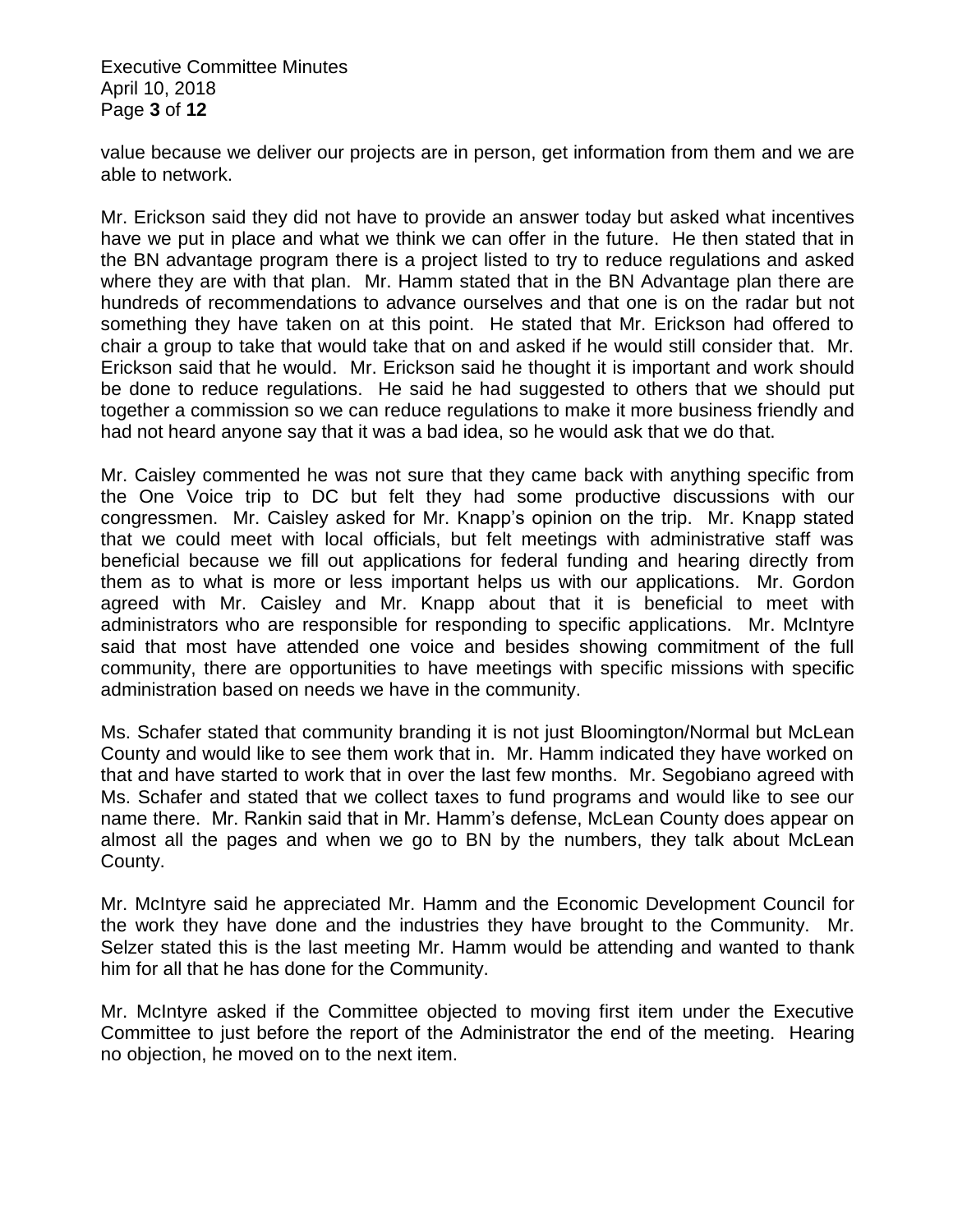value because we deliver our projects are in person, get information from them and we are able to network.

Mr. Erickson said they did not have to provide an answer today but asked what incentives have we put in place and what we think we can offer in the future. He then stated that in the BN advantage program there is a project listed to try to reduce regulations and asked where they are with that plan. Mr. Hamm stated that in the BN Advantage plan there are hundreds of recommendations to advance ourselves and that one is on the radar but not something they have taken on at this point. He stated that Mr. Erickson had offered to chair a group to take that would take that on and asked if he would still consider that. Mr. Erickson said that he would. Mr. Erickson said he thought it is important and work should be done to reduce regulations. He said he had suggested to others that we should put together a commission so we can reduce regulations to make it more business friendly and had not heard anyone say that it was a bad idea, so he would ask that we do that.

Mr. Caisley commented he was not sure that they came back with anything specific from the One Voice trip to DC but felt they had some productive discussions with our congressmen. Mr. Caisley asked for Mr. Knapp's opinion on the trip. Mr. Knapp stated that we could meet with local officials, but felt meetings with administrative staff was beneficial because we fill out applications for federal funding and hearing directly from them as to what is more or less important helps us with our applications. Mr. Gordon agreed with Mr. Caisley and Mr. Knapp about that it is beneficial to meet with administrators who are responsible for responding to specific applications. Mr. McIntyre said that most have attended one voice and besides showing commitment of the full community, there are opportunities to have meetings with specific missions with specific administration based on needs we have in the community.

Ms. Schafer stated that community branding it is not just Bloomington/Normal but McLean County and would like to see them work that in. Mr. Hamm indicated they have worked on that and have started to work that in over the last few months. Mr. Segobiano agreed with Ms. Schafer and stated that we collect taxes to fund programs and would like to see our name there. Mr. Rankin said that in Mr. Hamm's defense, McLean County does appear on almost all the pages and when we go to BN by the numbers, they talk about McLean County.

Mr. McIntyre said he appreciated Mr. Hamm and the Economic Development Council for the work they have done and the industries they have brought to the Community. Mr. Selzer stated this is the last meeting Mr. Hamm would be attending and wanted to thank him for all that he has done for the Community.

Mr. McIntyre asked if the Committee objected to moving first item under the Executive Committee to just before the report of the Administrator the end of the meeting. Hearing no objection, he moved on to the next item.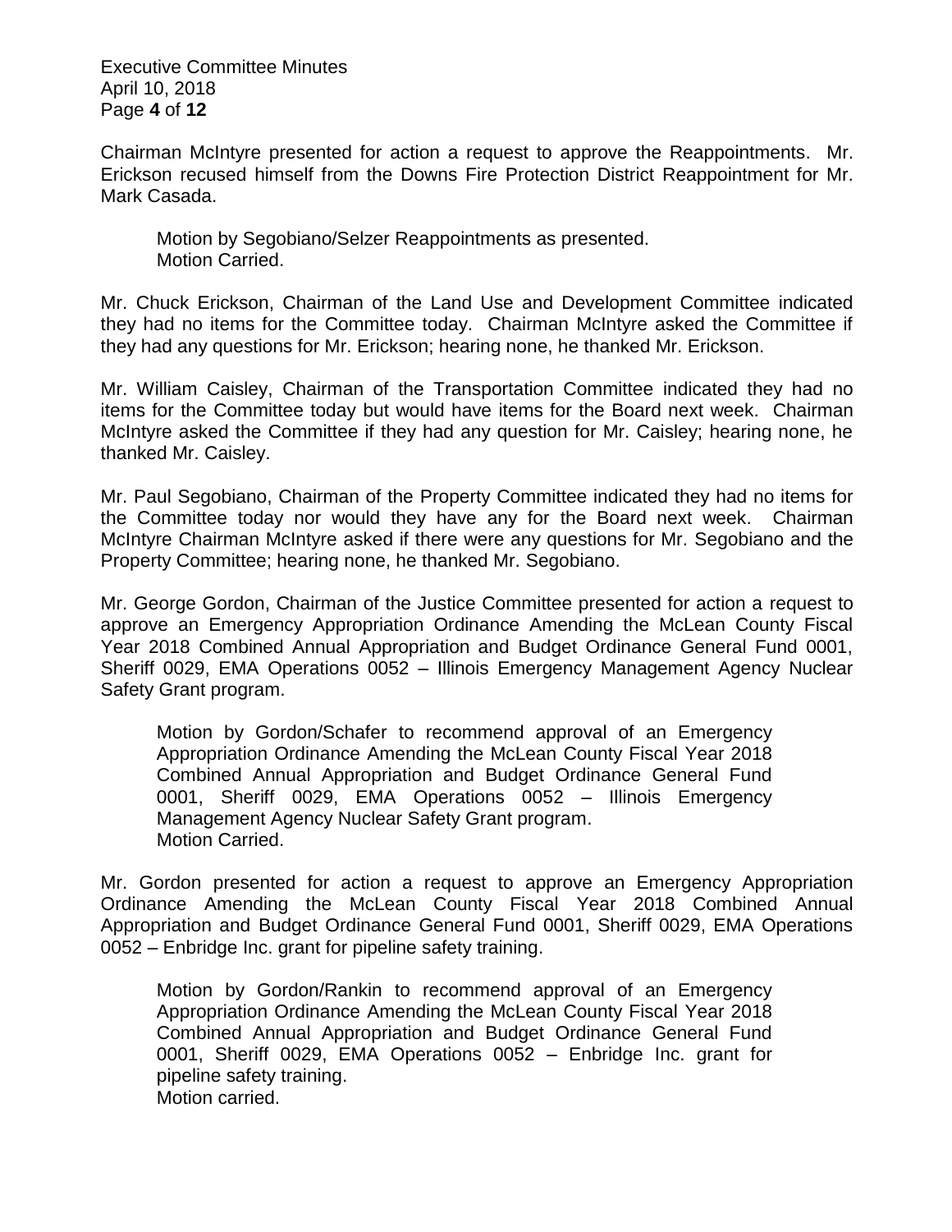Chairman McIntyre presented for action a request to approve the Reappointments. Mr. Erickson recused himself from the Downs Fire Protection District Reappointment for Mr. Mark Casada.

> Motion by Segobiano/Selzer Reappointments as presented.
> Motion Carried.

Mr. Chuck Erickson, Chairman of the Land Use and Development Committee indicated they had no items for the Committee today. Chairman McIntyre asked the Committee if they had any questions for Mr. Erickson; hearing none, he thanked Mr. Erickson.

Mr. William Caisley, Chairman of the Transportation Committee indicated they had no items for the Committee today but would have items for the Board next week. Chairman McIntyre asked the Committee if they had any question for Mr. Caisley; hearing none, he thanked Mr. Caisley.

Mr. Paul Segobiano, Chairman of the Property Committee indicated they had no items for the Committee today nor would they have any for the Board next week. Chairman McIntyre Chairman McIntyre asked if there were any questions for Mr. Segobiano and the Property Committee; hearing none, he thanked Mr. Segobiano.

Mr. George Gordon, Chairman of the Justice Committee presented for action a request to approve an Emergency Appropriation Ordinance Amending the McLean County Fiscal Year 2018 Combined Annual Appropriation and Budget Ordinance General Fund 0001, Sheriff 0029, EMA Operations 0052 – Illinois Emergency Management Agency Nuclear Safety Grant program.

> Motion by Gordon/Schafer to recommend approval of an Emergency Appropriation Ordinance Amending the McLean County Fiscal Year 2018 Combined Annual Appropriation and Budget Ordinance General Fund 0001, Sheriff 0029, EMA Operations 0052 – Illinois Emergency Management Agency Nuclear Safety Grant program.
> Motion Carried.

Mr. Gordon presented for action a request to approve an Emergency Appropriation Ordinance Amending the McLean County Fiscal Year 2018 Combined Annual Appropriation and Budget Ordinance General Fund 0001, Sheriff 0029, EMA Operations 0052 – Enbridge Inc. grant for pipeline safety training.

> Motion by Gordon/Rankin to recommend approval of an Emergency Appropriation Ordinance Amending the McLean County Fiscal Year 2018 Combined Annual Appropriation and Budget Ordinance General Fund 0001, Sheriff 0029, EMA Operations 0052 – Enbridge Inc. grant for pipeline safety training.
> Motion carried.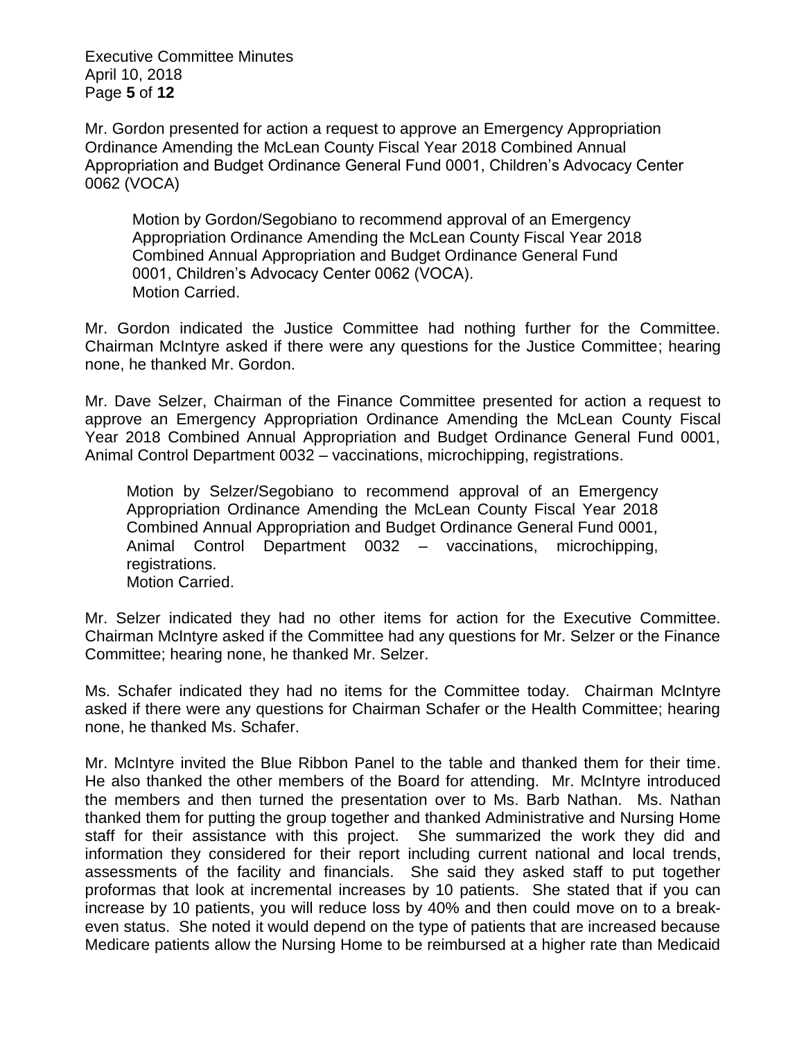Mr. Gordon presented for action a request to approve an Emergency Appropriation Ordinance Amending the McLean County Fiscal Year 2018 Combined Annual Appropriation and Budget Ordinance General Fund 0001, Children's Advocacy Center 0062 (VOCA)

> Motion by Gordon/Segobiano to recommend approval of an Emergency Appropriation Ordinance Amending the McLean County Fiscal Year 2018 Combined Annual Appropriation and Budget Ordinance General Fund 0001, Children's Advocacy Center 0062 (VOCA).
> Motion Carried.

Mr. Gordon indicated the Justice Committee had nothing further for the Committee. Chairman McIntyre asked if there were any questions for the Justice Committee; hearing none, he thanked Mr. Gordon.

Mr. Dave Selzer, Chairman of the Finance Committee presented for action a request to approve an Emergency Appropriation Ordinance Amending the McLean County Fiscal Year 2018 Combined Annual Appropriation and Budget Ordinance General Fund 0001, Animal Control Department 0032 – vaccinations, microchipping, registrations.

> Motion by Selzer/Segobiano to recommend approval of an Emergency Appropriation Ordinance Amending the McLean County Fiscal Year 2018 Combined Annual Appropriation and Budget Ordinance General Fund 0001, Animal Control Department 0032 – vaccinations, microchipping, registrations.
> Motion Carried.

Mr. Selzer indicated they had no other items for action for the Executive Committee. Chairman McIntyre asked if the Committee had any questions for Mr. Selzer or the Finance Committee; hearing none, he thanked Mr. Selzer.

Ms. Schafer indicated they had no items for the Committee today. Chairman McIntyre asked if there were any questions for Chairman Schafer or the Health Committee; hearing none, he thanked Ms. Schafer.

Mr. McIntyre invited the Blue Ribbon Panel to the table and thanked them for their time. He also thanked the other members of the Board for attending. Mr. McIntyre introduced the members and then turned the presentation over to Ms. Barb Nathan. Ms. Nathan thanked them for putting the group together and thanked Administrative and Nursing Home staff for their assistance with this project. She summarized the work they did and information they considered for their report including current national and local trends, assessments of the facility and financials. She said they asked staff to put together proformas that look at incremental increases by 10 patients. She stated that if you can increase by 10 patients, you will reduce loss by 40% and then could move on to a break-even status. She noted it would depend on the type of patients that are increased because Medicare patients allow the Nursing Home to be reimbursed at a higher rate than Medicaid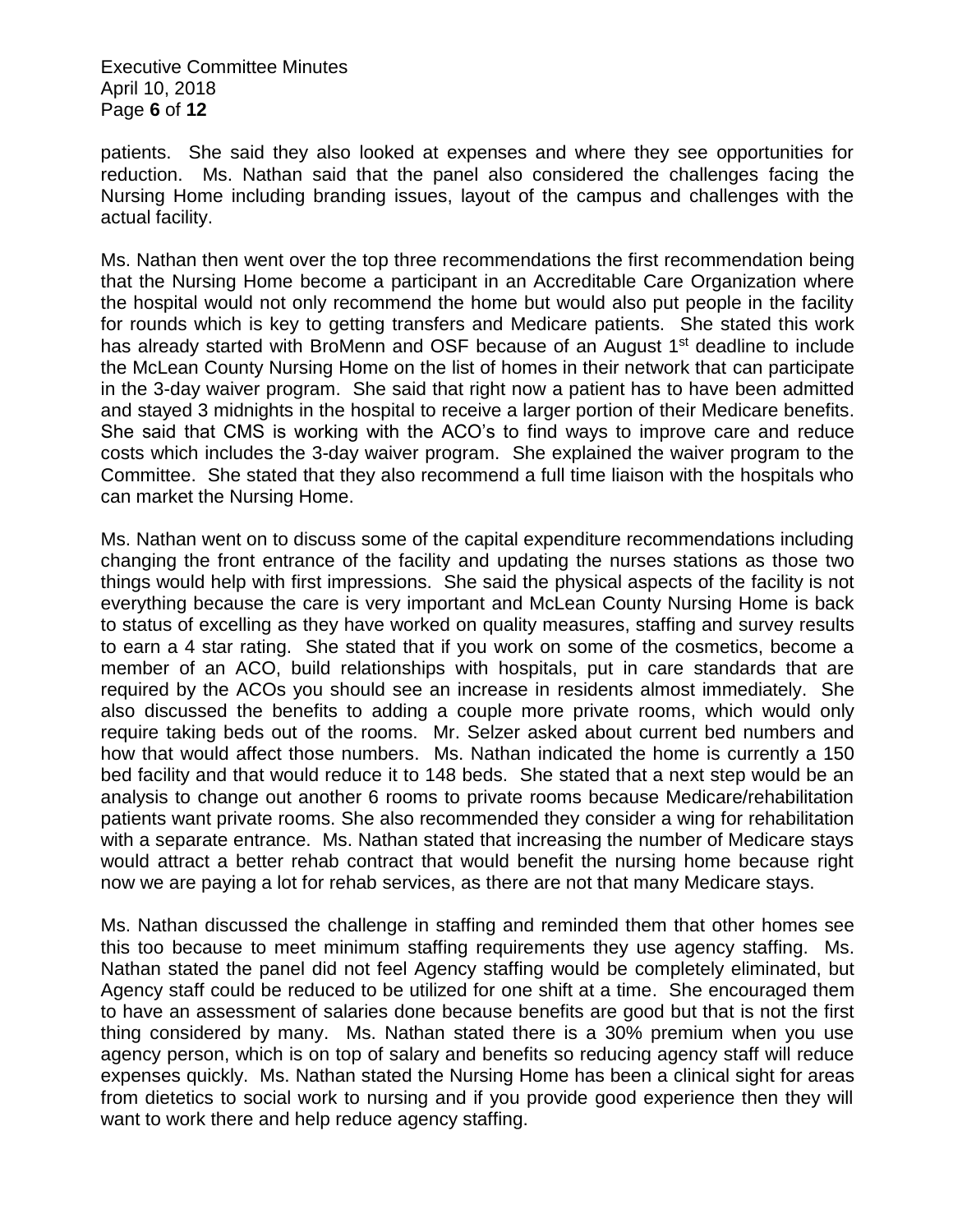patients. She said they also looked at expenses and where they see opportunities for reduction. Ms. Nathan said that the panel also considered the challenges facing the Nursing Home including branding issues, layout of the campus and challenges with the actual facility.

Ms. Nathan then went over the top three recommendations the first recommendation being that the Nursing Home become a participant in an Accreditable Care Organization where the hospital would not only recommend the home but would also put people in the facility for rounds which is key to getting transfers and Medicare patients. She stated this work has already started with BroMenn and OSF because of an August 1st deadline to include the McLean County Nursing Home on the list of homes in their network that can participate in the 3-day waiver program. She said that right now a patient has to have been admitted and stayed 3 midnights in the hospital to receive a larger portion of their Medicare benefits. She said that CMS is working with the ACO's to find ways to improve care and reduce costs which includes the 3-day waiver program. She explained the waiver program to the Committee. She stated that they also recommend a full time liaison with the hospitals who can market the Nursing Home.

Ms. Nathan went on to discuss some of the capital expenditure recommendations including changing the front entrance of the facility and updating the nurses stations as those two things would help with first impressions. She said the physical aspects of the facility is not everything because the care is very important and McLean County Nursing Home is back to status of excelling as they have worked on quality measures, staffing and survey results to earn a 4 star rating. She stated that if you work on some of the cosmetics, become a member of an ACO, build relationships with hospitals, put in care standards that are required by the ACOs you should see an increase in residents almost immediately. She also discussed the benefits to adding a couple more private rooms, which would only require taking beds out of the rooms. Mr. Selzer asked about current bed numbers and how that would affect those numbers. Ms. Nathan indicated the home is currently a 150 bed facility and that would reduce it to 148 beds. She stated that a next step would be an analysis to change out another 6 rooms to private rooms because Medicare/rehabilitation patients want private rooms. She also recommended they consider a wing for rehabilitation with a separate entrance. Ms. Nathan stated that increasing the number of Medicare stays would attract a better rehab contract that would benefit the nursing home because right now we are paying a lot for rehab services, as there are not that many Medicare stays.

Ms. Nathan discussed the challenge in staffing and reminded them that other homes see this too because to meet minimum staffing requirements they use agency staffing. Ms. Nathan stated the panel did not feel Agency staffing would be completely eliminated, but Agency staff could be reduced to be utilized for one shift at a time. She encouraged them to have an assessment of salaries done because benefits are good but that is not the first thing considered by many. Ms. Nathan stated there is a 30% premium when you use agency person, which is on top of salary and benefits so reducing agency staff will reduce expenses quickly. Ms. Nathan stated the Nursing Home has been a clinical sight for areas from dietetics to social work to nursing and if you provide good experience then they will want to work there and help reduce agency staffing.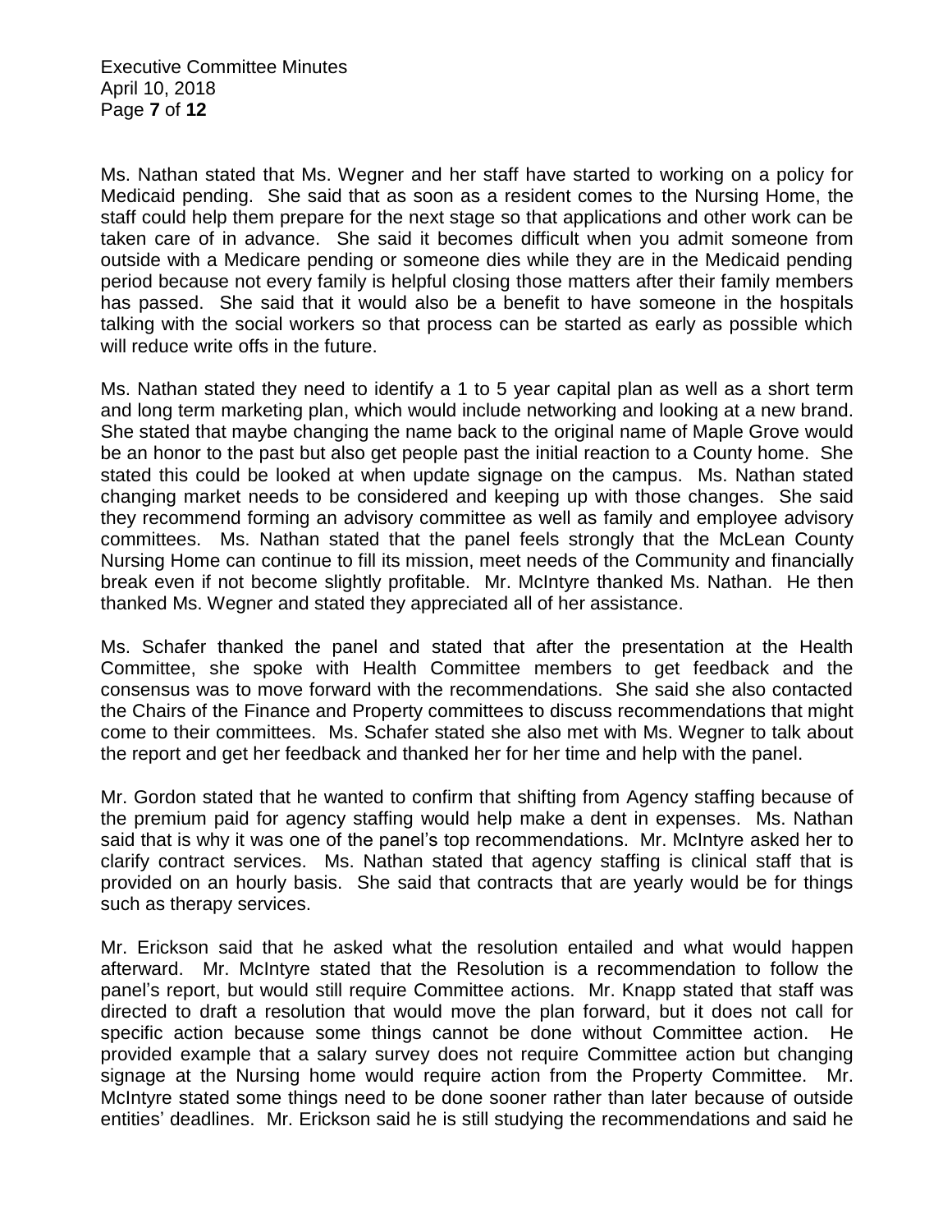Ms. Nathan stated that Ms. Wegner and her staff have started to working on a policy for Medicaid pending. She said that as soon as a resident comes to the Nursing Home, the staff could help them prepare for the next stage so that applications and other work can be taken care of in advance. She said it becomes difficult when you admit someone from outside with a Medicare pending or someone dies while they are in the Medicaid pending period because not every family is helpful closing those matters after their family members has passed. She said that it would also be a benefit to have someone in the hospitals talking with the social workers so that process can be started as early as possible which will reduce write offs in the future.

Ms. Nathan stated they need to identify a 1 to 5 year capital plan as well as a short term and long term marketing plan, which would include networking and looking at a new brand. She stated that maybe changing the name back to the original name of Maple Grove would be an honor to the past but also get people past the initial reaction to a County home. She stated this could be looked at when update signage on the campus. Ms. Nathan stated changing market needs to be considered and keeping up with those changes. She said they recommend forming an advisory committee as well as family and employee advisory committees. Ms. Nathan stated that the panel feels strongly that the McLean County Nursing Home can continue to fill its mission, meet needs of the Community and financially break even if not become slightly profitable. Mr. McIntyre thanked Ms. Nathan. He then thanked Ms. Wegner and stated they appreciated all of her assistance.

Ms. Schafer thanked the panel and stated that after the presentation at the Health Committee, she spoke with Health Committee members to get feedback and the consensus was to move forward with the recommendations. She said she also contacted the Chairs of the Finance and Property committees to discuss recommendations that might come to their committees. Ms. Schafer stated she also met with Ms. Wegner to talk about the report and get her feedback and thanked her for her time and help with the panel.

Mr. Gordon stated that he wanted to confirm that shifting from Agency staffing because of the premium paid for agency staffing would help make a dent in expenses. Ms. Nathan said that is why it was one of the panel's top recommendations. Mr. McIntyre asked her to clarify contract services. Ms. Nathan stated that agency staffing is clinical staff that is provided on an hourly basis. She said that contracts that are yearly would be for things such as therapy services.

Mr. Erickson said that he asked what the resolution entailed and what would happen afterward. Mr. McIntyre stated that the Resolution is a recommendation to follow the panel's report, but would still require Committee actions. Mr. Knapp stated that staff was directed to draft a resolution that would move the plan forward, but it does not call for specific action because some things cannot be done without Committee action. He provided example that a salary survey does not require Committee action but changing signage at the Nursing home would require action from the Property Committee. Mr. McIntyre stated some things need to be done sooner rather than later because of outside entities' deadlines. Mr. Erickson said he is still studying the recommendations and said he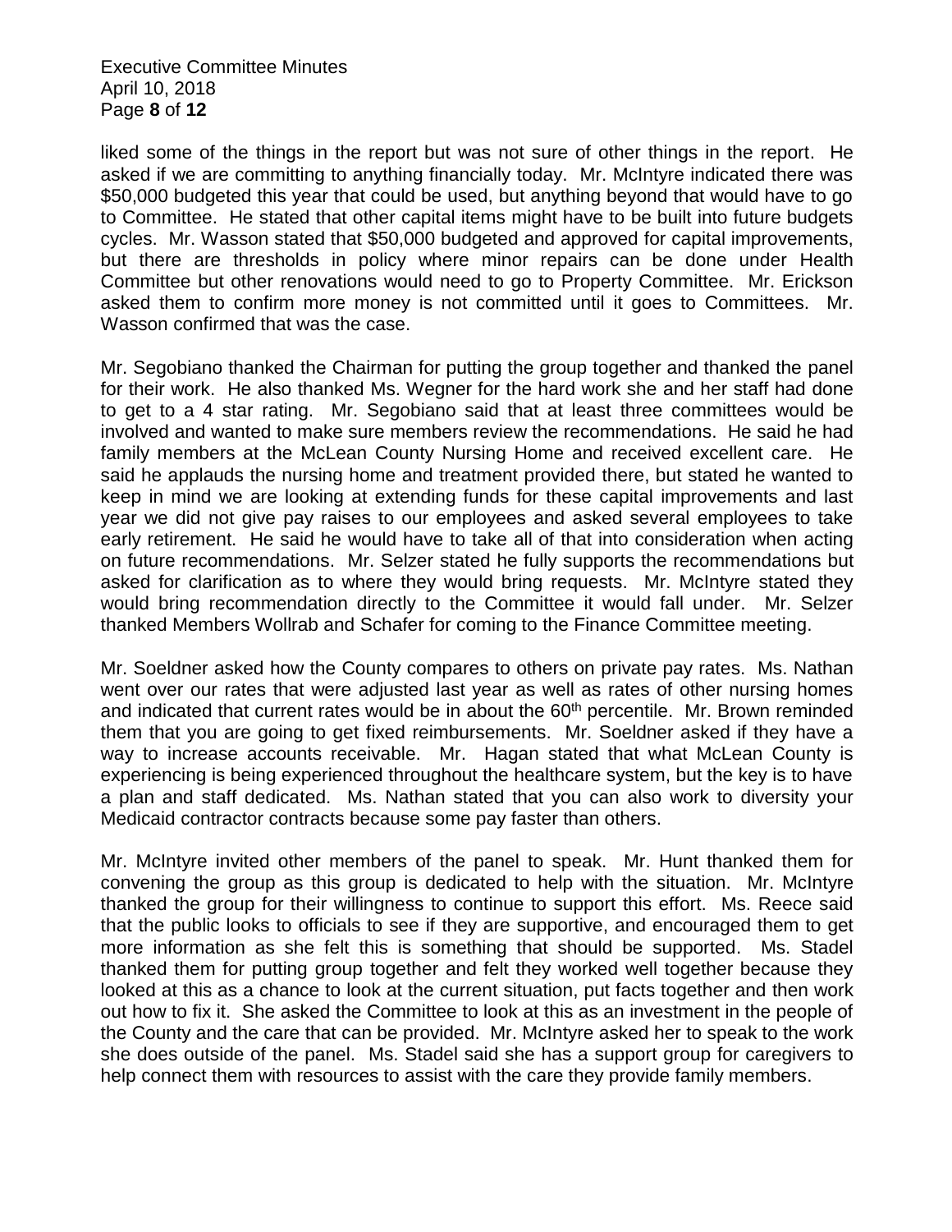liked some of the things in the report but was not sure of other things in the report. He asked if we are committing to anything financially today. Mr. McIntyre indicated there was $50,000 budgeted this year that could be used, but anything beyond that would have to go to Committee. He stated that other capital items might have to be built into future budgets cycles. Mr. Wasson stated that $50,000 budgeted and approved for capital improvements, but there are thresholds in policy where minor repairs can be done under Health Committee but other renovations would need to go to Property Committee. Mr. Erickson asked them to confirm more money is not committed until it goes to Committees. Mr. Wasson confirmed that was the case.

Mr. Segobiano thanked the Chairman for putting the group together and thanked the panel for their work. He also thanked Ms. Wegner for the hard work she and her staff had done to get to a 4 star rating. Mr. Segobiano said that at least three committees would be involved and wanted to make sure members review the recommendations. He said he had family members at the McLean County Nursing Home and received excellent care. He said he applauds the nursing home and treatment provided there, but stated he wanted to keep in mind we are looking at extending funds for these capital improvements and last year we did not give pay raises to our employees and asked several employees to take early retirement. He said he would have to take all of that into consideration when acting on future recommendations. Mr. Selzer stated he fully supports the recommendations but asked for clarification as to where they would bring requests. Mr. McIntyre stated they would bring recommendation directly to the Committee it would fall under. Mr. Selzer thanked Members Wollrab and Schafer for coming to the Finance Committee meeting.

Mr. Soeldner asked how the County compares to others on private pay rates. Ms. Nathan went over our rates that were adjusted last year as well as rates of other nursing homes and indicated that current rates would be in about the 60th percentile. Mr. Brown reminded them that you are going to get fixed reimbursements. Mr. Soeldner asked if they have a way to increase accounts receivable. Mr. Hagan stated that what McLean County is experiencing is being experienced throughout the healthcare system, but the key is to have a plan and staff dedicated. Ms. Nathan stated that you can also work to diversity your Medicaid contractor contracts because some pay faster than others.

Mr. McIntyre invited other members of the panel to speak. Mr. Hunt thanked them for convening the group as this group is dedicated to help with the situation. Mr. McIntyre thanked the group for their willingness to continue to support this effort. Ms. Reece said that the public looks to officials to see if they are supportive, and encouraged them to get more information as she felt this is something that should be supported. Ms. Stadel thanked them for putting group together and felt they worked well together because they looked at this as a chance to look at the current situation, put facts together and then work out how to fix it. She asked the Committee to look at this as an investment in the people of the County and the care that can be provided. Mr. McIntyre asked her to speak to the work she does outside of the panel. Ms. Stadel said she has a support group for caregivers to help connect them with resources to assist with the care they provide family members.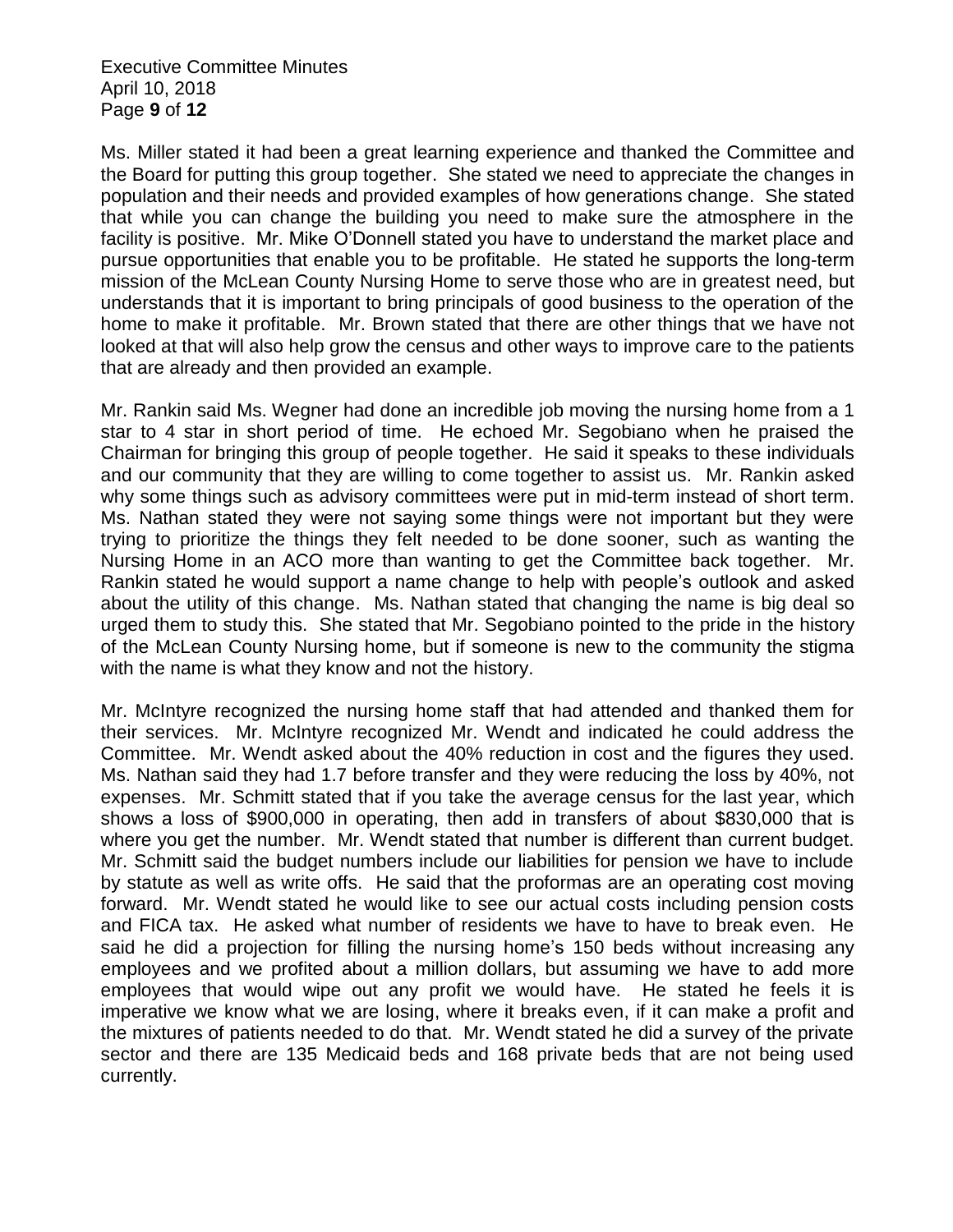Ms. Miller stated it had been a great learning experience and thanked the Committee and the Board for putting this group together. She stated we need to appreciate the changes in population and their needs and provided examples of how generations change. She stated that while you can change the building you need to make sure the atmosphere in the facility is positive. Mr. Mike O'Donnell stated you have to understand the market place and pursue opportunities that enable you to be profitable. He stated he supports the long-term mission of the McLean County Nursing Home to serve those who are in greatest need, but understands that it is important to bring principals of good business to the operation of the home to make it profitable. Mr. Brown stated that there are other things that we have not looked at that will also help grow the census and other ways to improve care to the patients that are already and then provided an example.

Mr. Rankin said Ms. Wegner had done an incredible job moving the nursing home from a 1 star to 4 star in short period of time. He echoed Mr. Segobiano when he praised the Chairman for bringing this group of people together. He said it speaks to these individuals and our community that they are willing to come together to assist us. Mr. Rankin asked why some things such as advisory committees were put in mid-term instead of short term. Ms. Nathan stated they were not saying some things were not important but they were trying to prioritize the things they felt needed to be done sooner, such as wanting the Nursing Home in an ACO more than wanting to get the Committee back together. Mr. Rankin stated he would support a name change to help with people's outlook and asked about the utility of this change. Ms. Nathan stated that changing the name is big deal so urged them to study this. She stated that Mr. Segobiano pointed to the pride in the history of the McLean County Nursing home, but if someone is new to the community the stigma with the name is what they know and not the history.

Mr. McIntyre recognized the nursing home staff that had attended and thanked them for their services. Mr. McIntyre recognized Mr. Wendt and indicated he could address the Committee. Mr. Wendt asked about the 40% reduction in cost and the figures they used. Ms. Nathan said they had 1.7 before transfer and they were reducing the loss by 40%, not expenses. Mr. Schmitt stated that if you take the average census for the last year, which shows a loss of $900,000 in operating, then add in transfers of about $830,000 that is where you get the number. Mr. Wendt stated that number is different than current budget. Mr. Schmitt said the budget numbers include our liabilities for pension we have to include by statute as well as write offs. He said that the proformas are an operating cost moving forward. Mr. Wendt stated he would like to see our actual costs including pension costs and FICA tax. He asked what number of residents we have to have to break even. He said he did a projection for filling the nursing home's 150 beds without increasing any employees and we profited about a million dollars, but assuming we have to add more employees that would wipe out any profit we would have. He stated he feels it is imperative we know what we are losing, where it breaks even, if it can make a profit and the mixtures of patients needed to do that. Mr. Wendt stated he did a survey of the private sector and there are 135 Medicaid beds and 168 private beds that are not being used currently.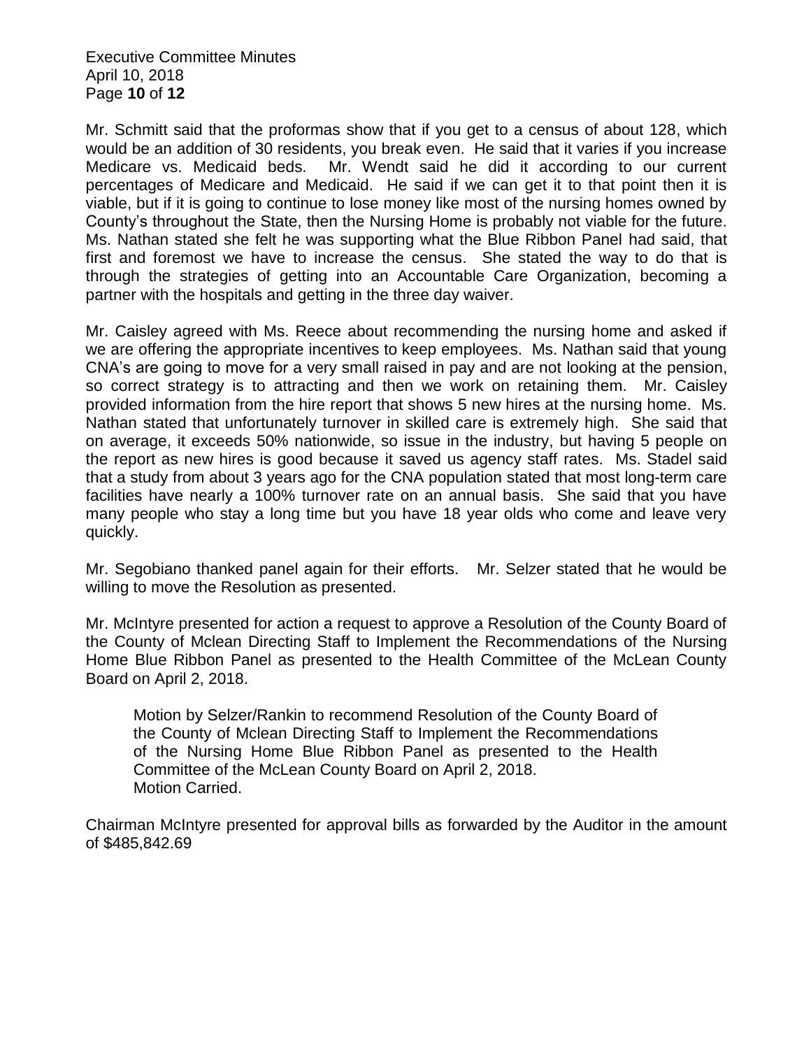Mr. Schmitt said that the proformas show that if you get to a census of about 128, which would be an addition of 30 residents, you break even. He said that it varies if you increase Medicare vs. Medicaid beds. Mr. Wendt said he did it according to our current percentages of Medicare and Medicaid. He said if we can get it to that point then it is viable, but if it is going to continue to lose money like most of the nursing homes owned by County's throughout the State, then the Nursing Home is probably not viable for the future. Ms. Nathan stated she felt he was supporting what the Blue Ribbon Panel had said, that first and foremost we have to increase the census. She stated the way to do that is through the strategies of getting into an Accountable Care Organization, becoming a partner with the hospitals and getting in the three day waiver.

Mr. Caisley agreed with Ms. Reece about recommending the nursing home and asked if we are offering the appropriate incentives to keep employees. Ms. Nathan said that young CNA's are going to move for a very small raised in pay and are not looking at the pension, so correct strategy is to attracting and then we work on retaining them. Mr. Caisley provided information from the hire report that shows 5 new hires at the nursing home. Ms. Nathan stated that unfortunately turnover in skilled care is extremely high. She said that on average, it exceeds 50% nationwide, so issue in the industry, but having 5 people on the report as new hires is good because it saved us agency staff rates. Ms. Stadel said that a study from about 3 years ago for the CNA population stated that most long-term care facilities have nearly a 100% turnover rate on an annual basis. She said that you have many people who stay a long time but you have 18 year olds who come and leave very quickly.

Mr. Segobiano thanked panel again for their efforts. Mr. Selzer stated that he would be willing to move the Resolution as presented.

Mr. McIntyre presented for action a request to approve a Resolution of the County Board of the County of Mclean Directing Staff to Implement the Recommendations of the Nursing Home Blue Ribbon Panel as presented to the Health Committee of the McLean County Board on April 2, 2018.

> Motion by Selzer/Rankin to recommend Resolution of the County Board of the County of Mclean Directing Staff to Implement the Recommendations of the Nursing Home Blue Ribbon Panel as presented to the Health Committee of the McLean County Board on April 2, 2018.
> Motion Carried.

Chairman McIntyre presented for approval bills as forwarded by the Auditor in the amount of $485,842.69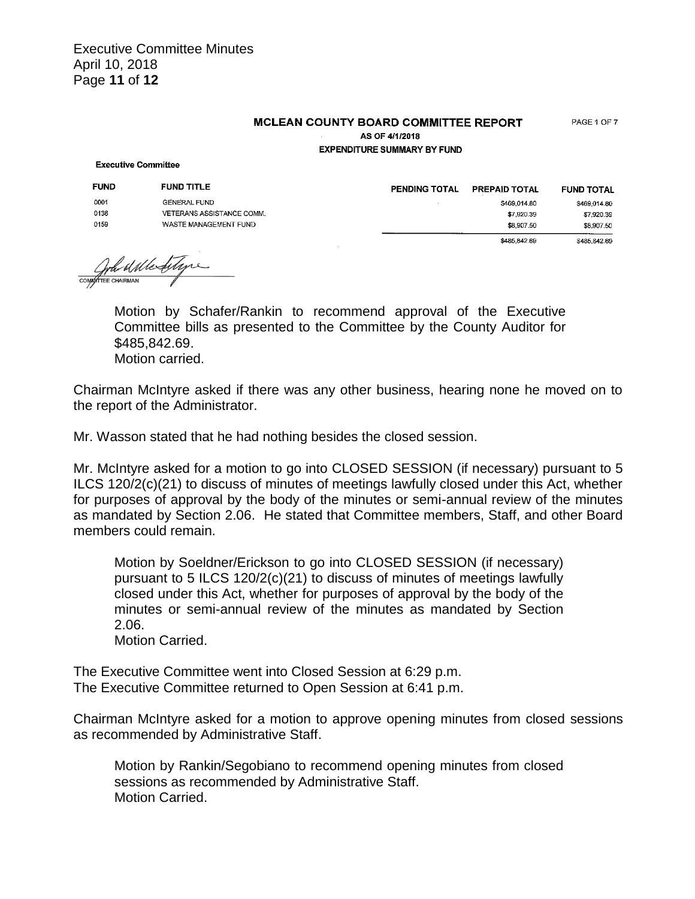**MCLEAN COUNTY BOARD COMMITTEE REPORT**

PAGE 1 OF 7

**AS OF 4/1/2018**

**EXPENDITURE SUMMARY BY FUND**

**Executive Committee**

| FUND | FUND TITLE | PENDING TOTAL | PREPAID TOTAL | FUND TOTAL |
|---|---|---|---|---|
| 0001 | GENERAL FUND | | $469,014.80 | $469,014.80 |
| 0136 | VETERANS ASSISTANCE COMM. | | $7,920.39 | $7,920.39 |
| 0159 | WASTE MANAGEMENT FUND | | $8,907.50 | $8,907.50 |
| | | | $485,842.69 | $485,842.69 |

COMMITTEE CHAIRMAN

Motion by Schafer/Rankin to recommend approval of the Executive Committee bills as presented to the Committee by the County Auditor for $485,842.69.
Motion carried.

Chairman McIntyre asked if there was any other business, hearing none he moved on to the report of the Administrator.

Mr. Wasson stated that he had nothing besides the closed session.

Mr. McIntyre asked for a motion to go into CLOSED SESSION (if necessary) pursuant to 5 ILCS 120/2(c)(21) to discuss of minutes of meetings lawfully closed under this Act, whether for purposes of approval by the body of the minutes or semi-annual review of the minutes as mandated by Section 2.06. He stated that Committee members, Staff, and other Board members could remain.

Motion by Soeldner/Erickson to go into CLOSED SESSION (if necessary) pursuant to 5 ILCS 120/2(c)(21) to discuss of minutes of meetings lawfully closed under this Act, whether for purposes of approval by the body of the minutes or semi-annual review of the minutes as mandated by Section 2.06.
Motion Carried.

The Executive Committee went into Closed Session at 6:29 p.m.
The Executive Committee returned to Open Session at 6:41 p.m.

Chairman McIntyre asked for a motion to approve opening minutes from closed sessions as recommended by Administrative Staff.

Motion by Rankin/Segobiano to recommend opening minutes from closed sessions as recommended by Administrative Staff.
Motion Carried.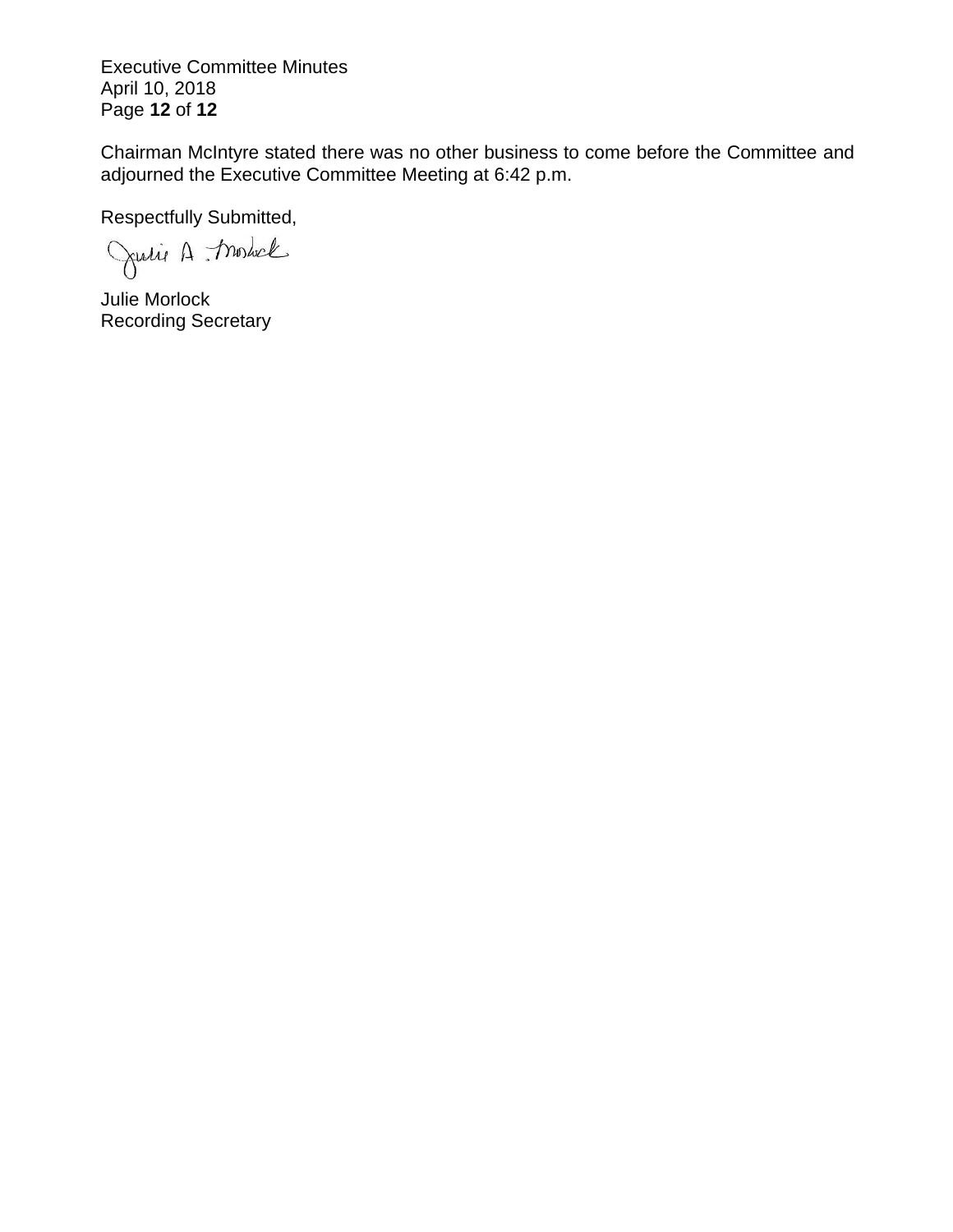Chairman McIntyre stated there was no other business to come before the Committee and adjourned the Executive Committee Meeting at 6:42 p.m.

Respectfully Submitted,

Julie Morlock
Recording Secretary